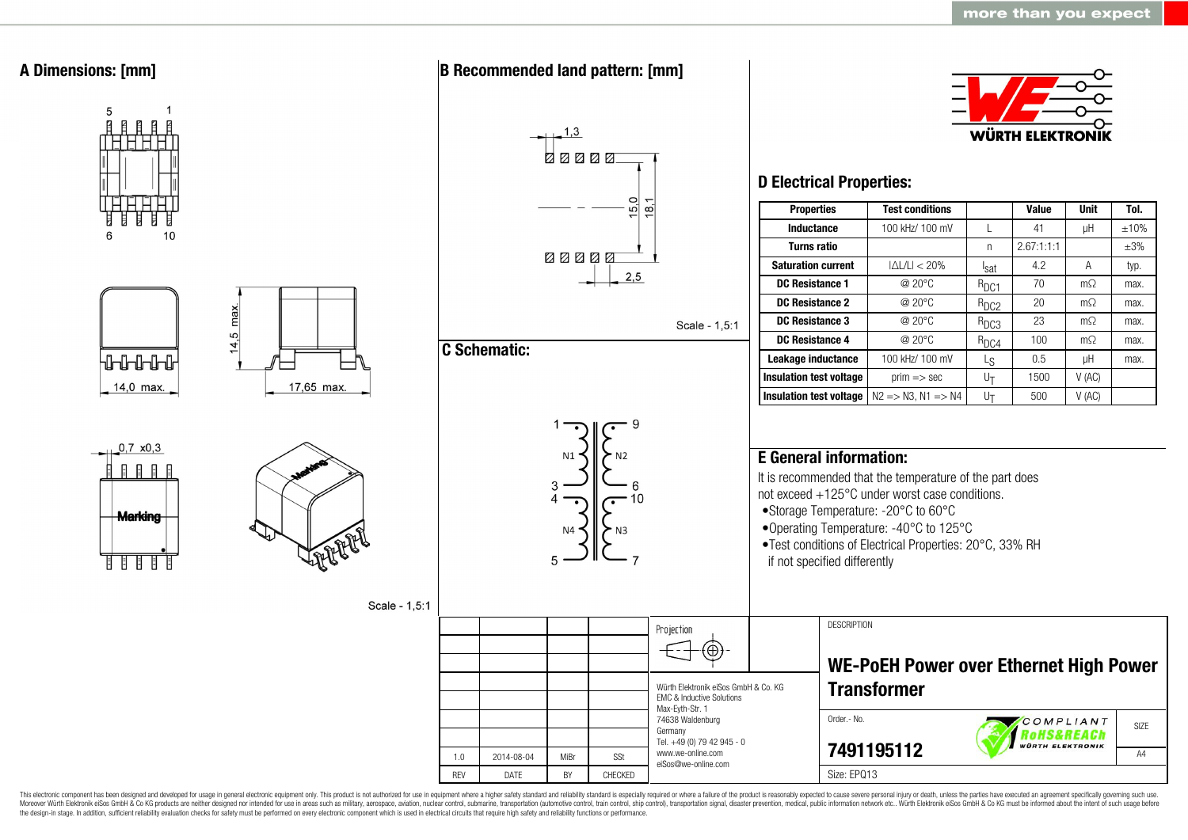more than you expect

## A Dimensions: [mm]

14,0 max.

14,5 max.

17,65 max.

0,7 x0,3

Marking

Scale - 1,5:1

## B Recommended land pattern: [mm]

1,3

15,0

18,1

2,5

Scale - 1,5:1

## C Schematic:

1, 3, 4, 5 — N1, N4

9, 6, 10, 7 — N2, N3

WÜRTH ELEKTRONIK

## D Electrical Properties:

| Properties | Test conditions | | Value | Unit | Tol. |
|---|---|---|---|---|---|
| Inductance | 100 kHz/ 100 mV | L | 41 | µH | ±10% |
| Turns ratio | | n | 2.67:1:1:1 | | ±3% |
| Saturation current | \|ΔL/L\| < 20% | $I_{sat}$ | 4.2 | A | typ. |
| DC Resistance 1 | @ 20°C | $R_{DC1}$ | 70 | mΩ | max. |
| DC Resistance 2 | @ 20°C | $R_{DC2}$ | 20 | mΩ | max. |
| DC Resistance 3 | @ 20°C | $R_{DC3}$ | 23 | mΩ | max. |
| DC Resistance 4 | @ 20°C | $R_{DC4}$ | 100 | mΩ | max. |
| Leakage inductance | 100 kHz/ 100 mV | $L_S$ | 0.5 | µH | max. |
| Insulation test voltage | prim => sec | $U_T$ | 1500 | V (AC) | |
| Insulation test voltage | N2 => N3, N1 => N4 | $U_T$ | 500 | V (AC) | |

## E General information:

It is recommended that the temperature of the part does not exceed +125°C under worst case conditions.

- Storage Temperature: -20°C to 60°C
- Operating Temperature: -40°C to 125°C
- Test conditions of Electrical Properties: 20°C, 33% RH if not specified differently

| | | | |
|---|---|---|---|
| 1.0 | 2014-08-04 | MiBr | SSt |
| REV | DATE | BY | CHECKED |

Projection

Würth Elektronik eiSos GmbH & Co. KG
EMC & Inductive Solutions
Max-Eyth-Str. 1
74638 Waldenburg
Germany
Tel. +49 (0) 79 42 945 - 0
www.we-online.com
eiSos@we-online.com

DESCRIPTION

**WE-PoEH Power over Ethernet High Power Transformer**

Order.- No.

**7491195112**

COMPLIANT RoHS&REACh WÜRTH ELEKTRONIK

SIZE A4

Size: EPQ13

This electronic component has been designed and developed for usage in general electronic equipment only. This product is not authorized for use in equipment where a higher safety standard and reliability standard is especially required or where a failure of the product is reasonably expected to cause severe personal injury or death, unless the parties have executed an agreement specifically governing such use. Moreover Würth Elektronik eiSos GmbH & Co KG products are neither designed nor intended for use in areas such as military, aerospace, aviation, nuclear control, submarine, transportation (automotive control, train control, ship control), transportation signal, disaster prevention, medical, public information network etc.. Würth Elektronik eiSos GmbH & Co KG must be informed about the intent of such usage before the design-in stage. In addition, sufficient reliability evaluation checks for safety must be performed on every electronic component which is used in electrical circuits that require high safety and reliability functions or performance.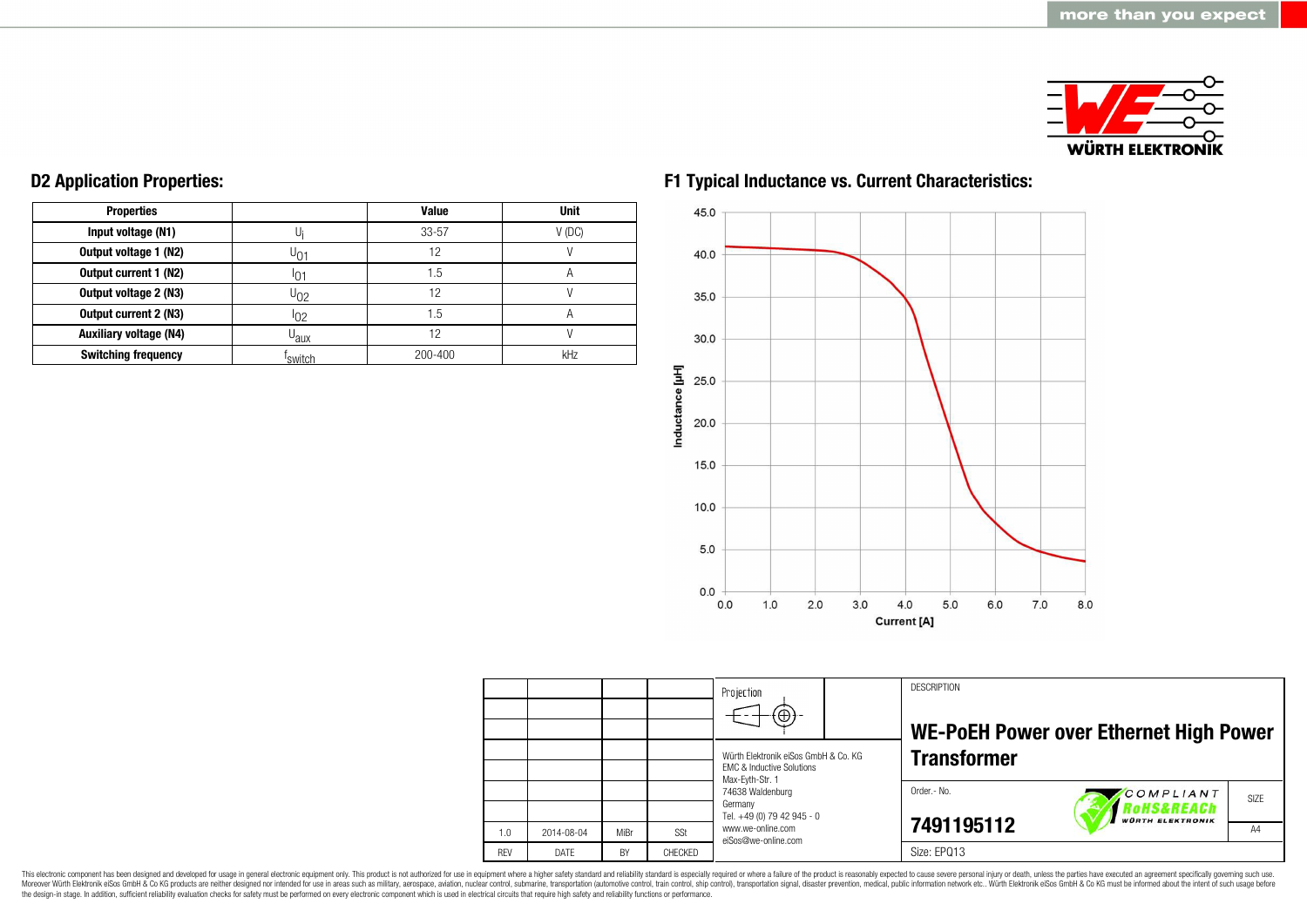## D2 Application Properties:

| Properties | | Value | Unit |
|---|---|---|---|
| Input voltage (N1) | $U_i$ | 33-57 | V (DC) |
| Output voltage 1 (N2) | $U_{O1}$ | 12 | V |
| Output current 1 (N2) | $I_{O1}$ | 1.5 | A |
| Output voltage 2 (N3) | $U_{O2}$ | 12 | V |
| Output current 2 (N3) | $I_{O2}$ | 1.5 | A |
| Auxiliary voltage (N4) | $U_{aux}$ | 12 | V |
| Switching frequency | $f_{switch}$ | 200-400 | kHz |

## F1 Typical Inductance vs. Current Characteristics:

Inductance [µH] vs. Current [A]

| REV | DATE | BY | CHECKED |
|---|---|---|---|
| 1.0 | 2014-08-04 | MiBr | SSt |

Projection

Würth Elektronik eiSos GmbH & Co. KG
EMC & Inductive Solutions
Max-Eyth-Str. 1
74638 Waldenburg
Germany
Tel. +49 (0) 79 42 945 - 0
www.we-online.com
eiSos@we-online.com

DESCRIPTION

**WE-PoEH Power over Ethernet High Power Transformer**

Order.- No.

**7491195112**

COMPLIANT RoHS&REACh WÜRTH ELEKTRONIK

SIZE A4

Size: EPQ13

This electronic component has been designed and developed for usage in general electronic equipment only. This product is not authorized for use in equipment where a higher safety standard and reliability standard is especially required or where a failure of the product is reasonably expected to cause severe personal injury or death, unless the parties have executed an agreement specifically governing such use. Moreover Würth Elektronik eiSos GmbH & Co KG products are neither designed nor intended for use in areas such as military, aerospace, aviation, nuclear control, submarine, transportation (automotive control, train control, ship control), transportation signal, disaster prevention, medical, public information network etc.. Würth Elektronik eiSos GmbH & Co KG must be informed about the intent of such usage before the design-in stage. In addition, sufficient reliability evaluation checks for safety must be performed on every electronic component which is used in electrical circuits that require high safety and reliability functions or performance.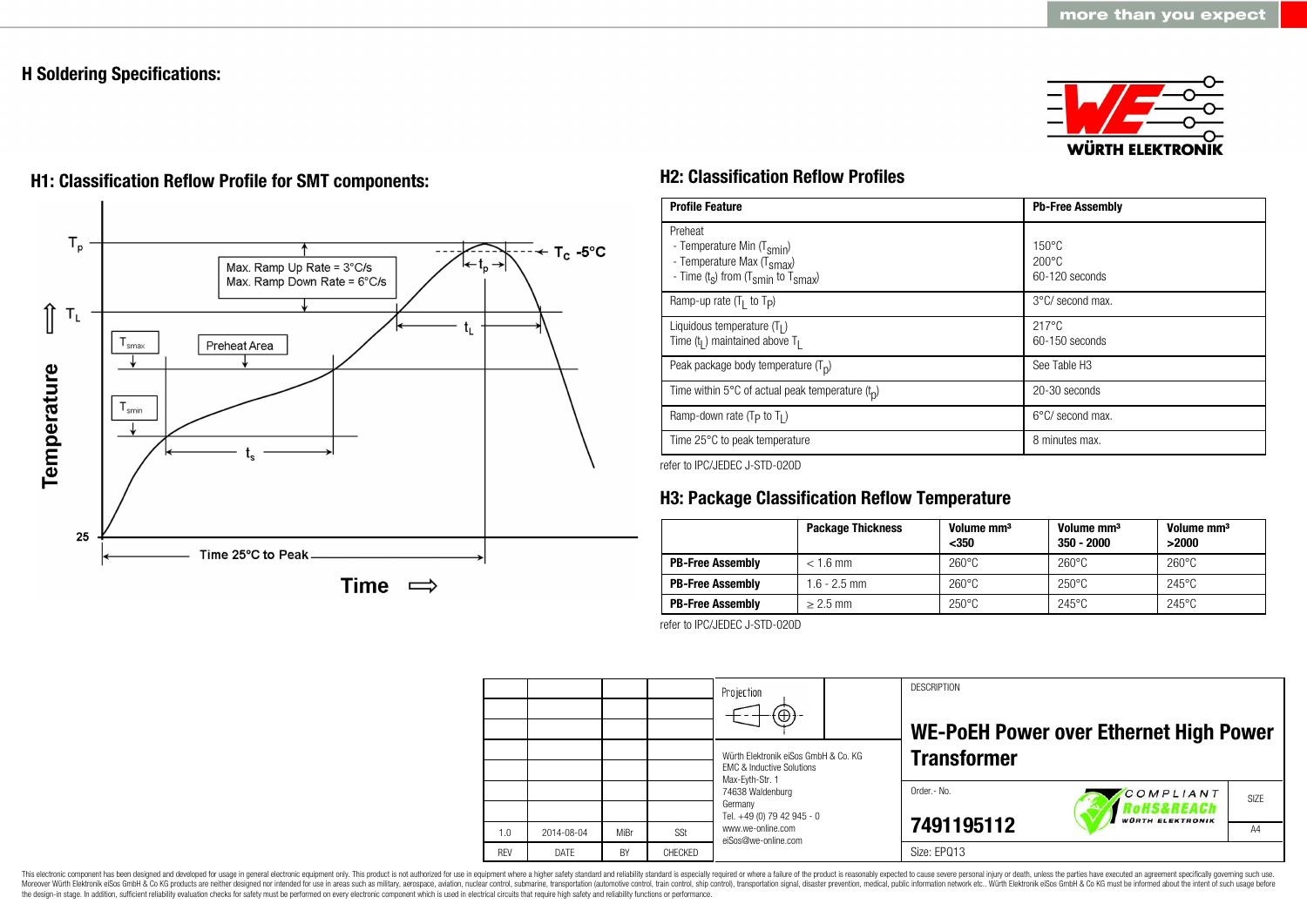## H Soldering Specifications:

### H1: Classification Reflow Profile for SMT components:

$T_p$

$T_C$ -5°C

Max. Ramp Up Rate = 3°C/s
Max. Ramp Down Rate = 6°C/s

$t_p$

$T_L$

$t_L$

$T_{smax}$

Preheat Area

$T_{smin}$

$t_s$

Temperature

25

Time 25°C to Peak

Time ⇨

### H2: Classification Reflow Profiles

| Profile Feature | Pb-Free Assembly |
|---|---|
| Preheat<br>- Temperature Min ($T_{smin}$)<br>- Temperature Max ($T_{smax}$)<br>- Time ($t_s$) from ($T_{smin}$ to $T_{smax}$) | <br>150°C<br>200°C<br>60-120 seconds |
| Ramp-up rate ($T_L$ to $T_P$) | 3°C/ second max. |
| Liquidous temperature ($T_L$)<br>Time ($t_L$) maintained above $T_L$ | 217°C<br>60-150 seconds |
| Peak package body temperature ($T_p$) | See Table H3 |
| Time within 5°C of actual peak temperature ($t_p$) | 20-30 seconds |
| Ramp-down rate ($T_P$ to $T_L$) | 6°C/ second max. |
| Time 25°C to peak temperature | 8 minutes max. |

refer to IPC/JEDEC J-STD-020D

### H3: Package Classification Reflow Temperature

| | Package Thickness | Volume mm³ <350 | Volume mm³ 350 - 2000 | Volume mm³ >2000 |
|---|---|---|---|---|
| **PB-Free Assembly** | < 1.6 mm | 260°C | 260°C | 260°C |
| **PB-Free Assembly** | 1.6 - 2.5 mm | 260°C | 250°C | 245°C |
| **PB-Free Assembly** | ≥ 2.5 mm | 250°C | 245°C | 245°C |

refer to IPC/JEDEC J-STD-020D

| | | | |
|---|---|---|---|
| 1.0 | 2014-08-04 | MiBr | SSt |
| REV | DATE | BY | CHECKED |

Projection

Würth Elektronik eiSos GmbH & Co. KG
EMC & Inductive Solutions
Max-Eyth-Str. 1
74638 Waldenburg
Germany
Tel. +49 (0) 79 42 945 - 0
www.we-online.com
eiSos@we-online.com

DESCRIPTION

**WE-PoEH Power over Ethernet High Power Transformer**

Order.- No.

**7491195112**

COMPLIANT RoHS&REACh WÜRTH ELEKTRONIK

SIZE A4

Size: EPQ13

This electronic component has been designed and developed for usage in general electronic equipment only. This product is not authorized for use in equipment where a higher safety standard and reliability standard is especially required or where a failure of the product is reasonably expected to cause severe personal injury or death, unless the parties have executed an agreement specifically governing such use. Moreover Würth Elektronik eiSos GmbH & Co KG products are neither designed nor intended for use in areas such as military, aerospace, aviation, nuclear control, submarine, transportation (automotive control, train control, ship control), transportation signal, disaster prevention, medical, public information network etc.. Würth Elektronik eiSos GmbH & Co KG must be informed about the intent of such usage before the design-in stage. In addition, sufficient reliability evaluation checks for safety must be performed on every electronic component which is used in electrical circuits that require high safety and reliability functions or performance.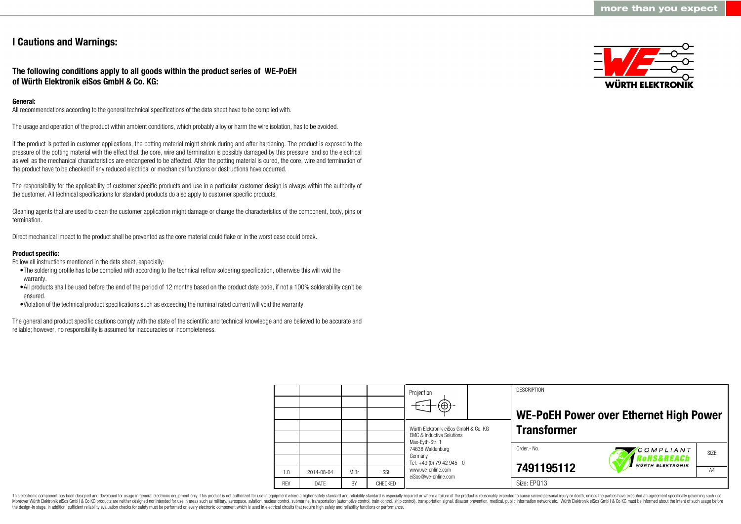# I Cautions and Warnings:

## The following conditions apply to all goods within the product series of WE-PoEH of Würth Elektronik eiSos GmbH & Co. KG:

**General:**

All recommendations according to the general technical specifications of the data sheet have to be complied with.

The usage and operation of the product within ambient conditions, which probably alloy or harm the wire isolation, has to be avoided.

If the product is potted in customer applications, the potting material might shrink during and after hardening. The product is exposed to the pressure of the potting material with the effect that the core, wire and termination is possibly damaged by this pressure and so the electrical as well as the mechanical characteristics are endangered to be affected. After the potting material is cured, the core, wire and termination of the product have to be checked if any reduced electrical or mechanical functions or destructions have occurred.

The responsibility for the applicability of customer specific products and use in a particular customer design is always within the authority of the customer. All technical specifications for standard products do also apply to customer specific products.

Cleaning agents that are used to clean the customer application might damage or change the characteristics of the component, body, pins or termination.

Direct mechanical impact to the product shall be prevented as the core material could flake or in the worst case could break.

**Product specific:**

Follow all instructions mentioned in the data sheet, especially:

- The soldering profile has to be complied with according to the technical reflow soldering specification, otherwise this will void the warranty.
- All products shall be used before the end of the period of 12 months based on the product date code, if not a 100% solderability can´t be ensured.
- Violation of the technical product specifications such as exceeding the nominal rated current will void the warranty.

The general and product specific cautions comply with the state of the scientific and technical knowledge and are believed to be accurate and reliable; however, no responsibility is assumed for inaccuracies or incompleteness.

| REV | DATE | BY | CHECKED |
|---|---|---|---|
| 1.0 | 2014-08-04 | MiBr | SSt |

Würth Elektronik eiSos GmbH & Co. KG
EMC & Inductive Solutions
Max-Eyth-Str. 1
74638 Waldenburg
Germany
Tel. +49 (0) 79 42 945 - 0
www.we-online.com
eiSos@we-online.com

DESCRIPTION

**WE-PoEH Power over Ethernet High Power Transformer**

Order.- No. **7491195112**

SIZE: A4

Size: EPQ13

This electronic component has been designed and developed for usage in general electronic equipment only. This product is not authorized for use in equipment where a higher safety standard and reliability standard is especially required or where a failure of the product is reasonably expected to cause severe personal injury or death, unless the parties have executed an agreement specifically governing such use. Moreover Würth Elektronik eiSos GmbH & Co KG products are neither designed nor intended for use in areas such as military, aerospace, aviation, nuclear control, submarine, transportation (automotive control, train control, ship control), transportation signal, disaster prevention, medical, public information network etc.. Würth Elektronik eiSos GmbH & Co KG must be informed about the intent of such usage before the design-in stage. In addition, sufficient reliability evaluation checks for safety must be performed on every electronic component which is used in electrical circuits that require high safety and reliability functions or performance.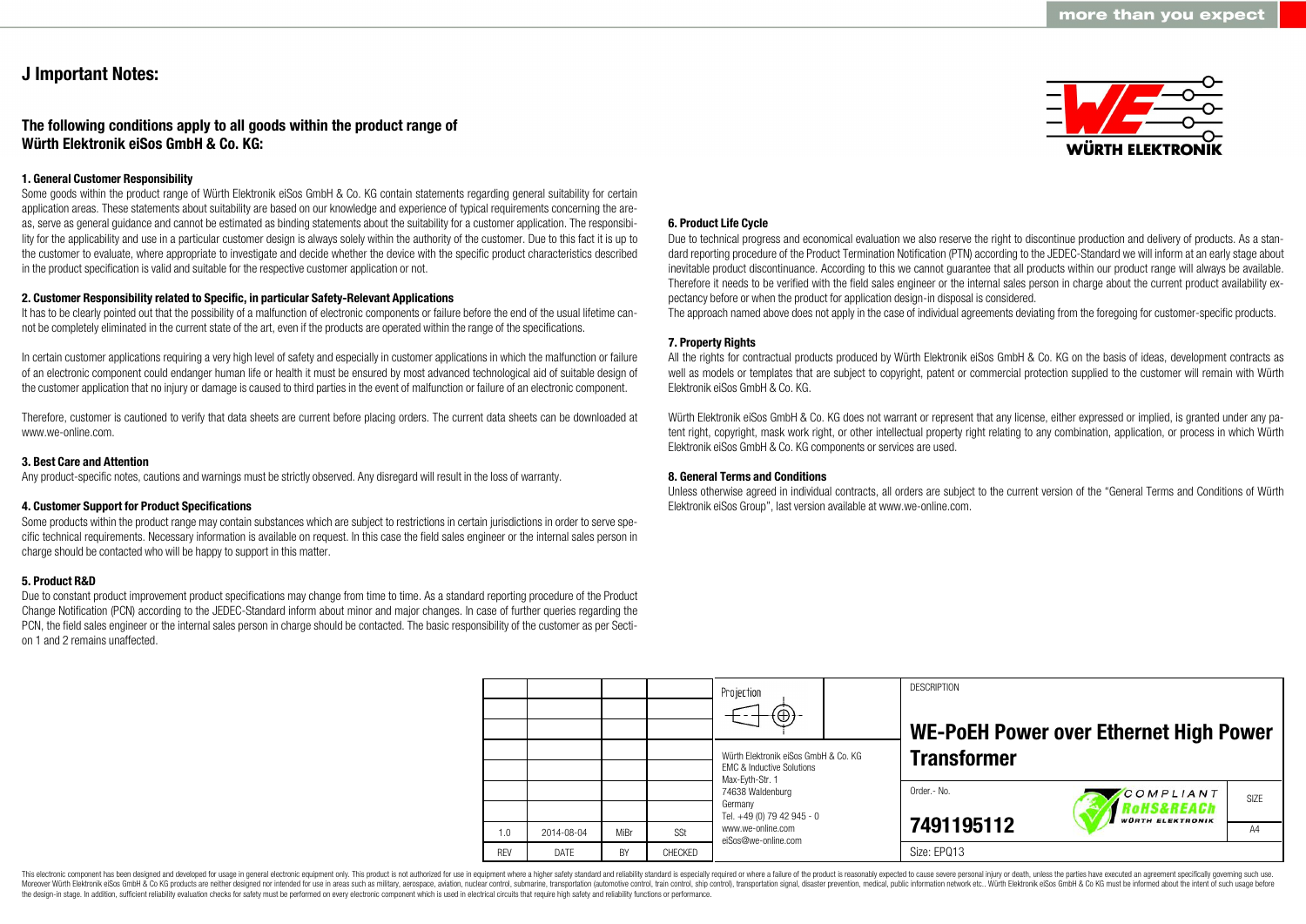# J Important Notes:

## The following conditions apply to all goods within the product range of Würth Elektronik eiSos GmbH & Co. KG:

### 1. General Customer Responsibility

Some goods within the product range of Würth Elektronik eiSos GmbH & Co. KG contain statements regarding general suitability for certain application areas. These statements about suitability are based on our knowledge and experience of typical requirements concerning the areas, serve as general guidance and cannot be estimated as binding statements about the suitability for a customer application. The responsibility for the applicability and use in a particular customer design is always solely within the authority of the customer. Due to this fact it is up to the customer to evaluate, where appropriate to investigate and decide whether the device with the specific product characteristics described in the product specification is valid and suitable for the respective customer application or not.

### 2. Customer Responsibility related to Specific, in particular Safety-Relevant Applications

It has to be clearly pointed out that the possibility of a malfunction of electronic components or failure before the end of the usual lifetime cannot be completely eliminated in the current state of the art, even if the products are operated within the range of the specifications.

In certain customer applications requiring a very high level of safety and especially in customer applications in which the malfunction or failure of an electronic component could endanger human life or health it must be ensured by most advanced technological aid of suitable design of the customer application that no injury or damage is caused to third parties in the event of malfunction or failure of an electronic component.

Therefore, customer is cautioned to verify that data sheets are current before placing orders. The current data sheets can be downloaded at www.we-online.com.

### 3. Best Care and Attention

Any product-specific notes, cautions and warnings must be strictly observed. Any disregard will result in the loss of warranty.

### 4. Customer Support for Product Specifications

Some products within the product range may contain substances which are subject to restrictions in certain jurisdictions in order to serve specific technical requirements. Necessary information is available on request. In this case the field sales engineer or the internal sales person in charge should be contacted who will be happy to support in this matter.

### 5. Product R&D

Due to constant product improvement product specifications may change from time to time. As a standard reporting procedure of the Product Change Notification (PCN) according to the JEDEC-Standard inform about minor and major changes. In case of further queries regarding the PCN, the field sales engineer or the internal sales person in charge should be contacted. The basic responsibility of the customer as per Section 1 and 2 remains unaffected.

### 6. Product Life Cycle

Due to technical progress and economical evaluation we also reserve the right to discontinue production and delivery of products. As a standard reporting procedure of the Product Termination Notification (PTN) according to the JEDEC-Standard we will inform at an early stage about inevitable product discontinuance. According to this we cannot guarantee that all products within our product range will always be available. Therefore it needs to be verified with the field sales engineer or the internal sales person in charge about the current product availability expectancy before or when the product for application design-in disposal is considered.

The approach named above does not apply in the case of individual agreements deviating from the foregoing for customer-specific products.

### 7. Property Rights

All the rights for contractual products produced by Würth Elektronik eiSos GmbH & Co. KG on the basis of ideas, development contracts as well as models or templates that are subject to copyright, patent or commercial protection supplied to the customer will remain with Würth Elektronik eiSos GmbH & Co. KG.

Würth Elektronik eiSos GmbH & Co. KG does not warrant or represent that any license, either expressed or implied, is granted under any patent right, copyright, mask work right, or other intellectual property right relating to any combination, application, or process in which Würth Elektronik eiSos GmbH & Co. KG components or services are used.

### 8. General Terms and Conditions

Unless otherwise agreed in individual contracts, all orders are subject to the current version of the "General Terms and Conditions of Würth Elektronik eiSos Group", last version available at www.we-online.com.

| | | | | | |
|---|---|---|---|---|---|
| | | | | Projection | DESCRIPTION<br>**WE-PoEH Power over Ethernet High Power Transformer** |
| | | | | Würth Elektronik eiSos GmbH & Co. KG<br>EMC & Inductive Solutions<br>Max-Eyth-Str. 1<br>74638 Waldenburg<br>Germany<br>Tel. +49 (0) 79 42 945 - 0<br>www.we-online.com<br>eiSos@we-online.com | Order.- No. **7491195112** — COMPLIANT RoHS&REACh — SIZE A4 |
| 1.0 | 2014-08-04 | MiBr | SSt | | |
| REV | DATE | BY | CHECKED | | Size: EPQ13 |

This electronic component has been designed and developed for usage in general electronic equipment only. This product is not authorized for use in equipment where a higher safety standard and reliability standard is especially required or where a failure of the product is reasonably expected to cause severe personal injury or death, unless the parties have executed an agreement specifically governing such use. Moreover Würth Elektronik eiSos GmbH & Co KG products are neither designed nor intended for use in areas such as military, aerospace, aviation, nuclear control, submarine, transportation (automotive control, train control, ship control), transportation signal, disaster prevention, medical, public information network etc.. Würth Elektronik eiSos GmbH & Co KG must be informed about the intent of such usage before the design-in stage. In addition, sufficient reliability evaluation checks for safety must be performed on every electronic component which is used in electrical circuits that require high safety and reliability functions or performance.